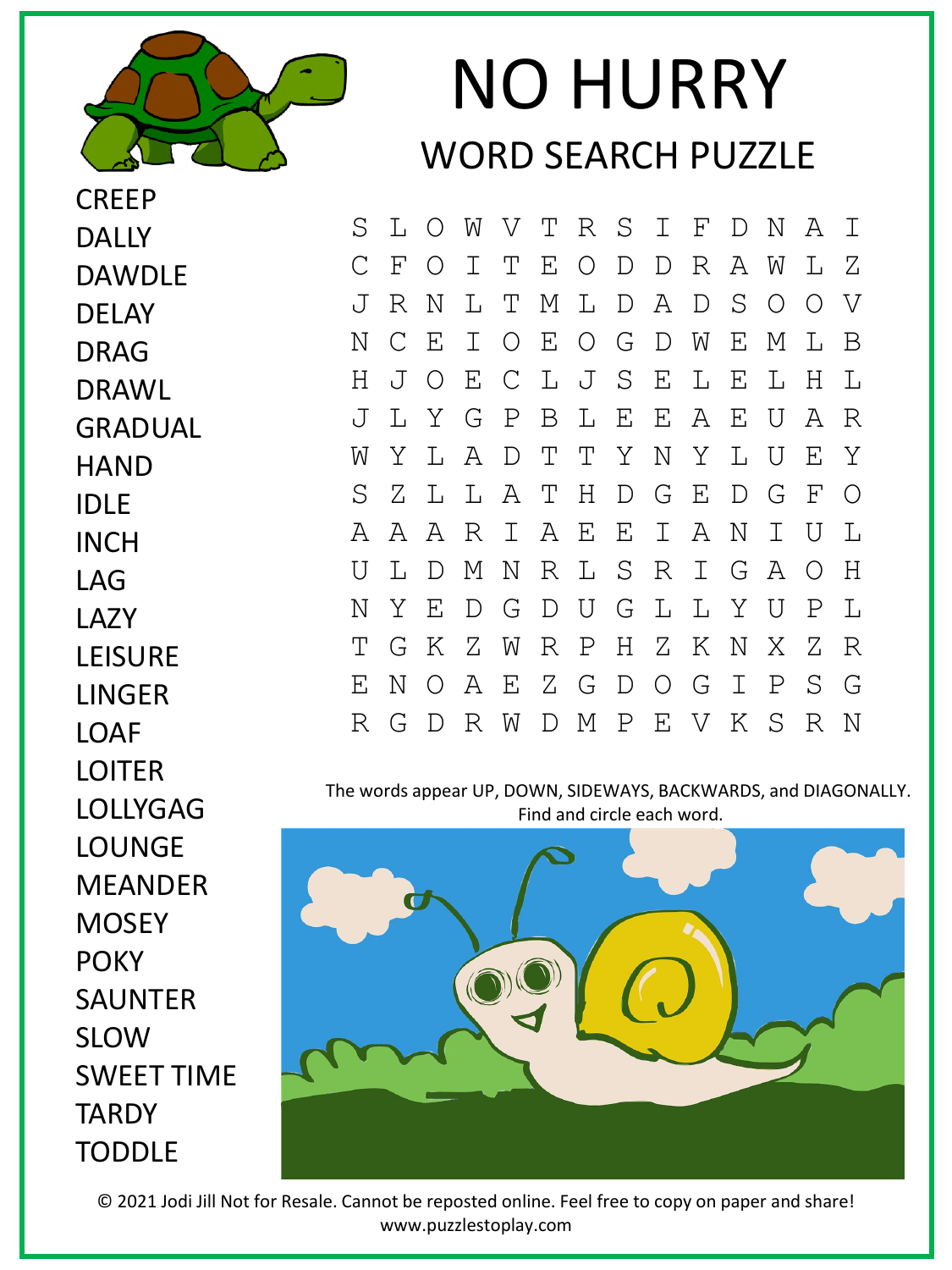# NO HURRY

## WORD SEARCH PUZZLE

- CREEP
- DALLY
- DAWDLE
- DELAY
- DRAG
- DRAWL
- GRADUAL
- HAND
- IDLE
- INCH
- LAG
- LAZY
- LEISURE
- LINGER
- LOAF
- LOITER
- LOLLYGAG
- LOUNGE
- MEANDER
- MOSEY
- POKY
- SAUNTER
- SLOW
- SWEET TIME
- TARDY
- TODDLE

```
S L O W V T R S I F D N A I
C F O I T E O D D R A W L Z
J R N L T M L D A D S O O V
N C E I O E O G D W E M L B
H J O E C L J S E L E L H L
J L Y G P B L E E A E U A R
W Y L A D T T Y N Y L U E Y
S Z L L A T H D G E D G F O
A A A R I A E E I A N I U L
U L D M N R L S R I G A O H
N Y E D G D U G L L Y U P L
T G K Z W R P H Z K N X Z R
E N O A E Z G D O G I P S G
R G D R W D M P E V K S R N
```

The words appear UP, DOWN, SIDEWAYS, BACKWARDS, and DIAGONALLY. Find and circle each word.

© 2021 Jodi Jill Not for Resale. Cannot be reposted online. Feel free to copy on paper and share!
www.puzzlestoplay.com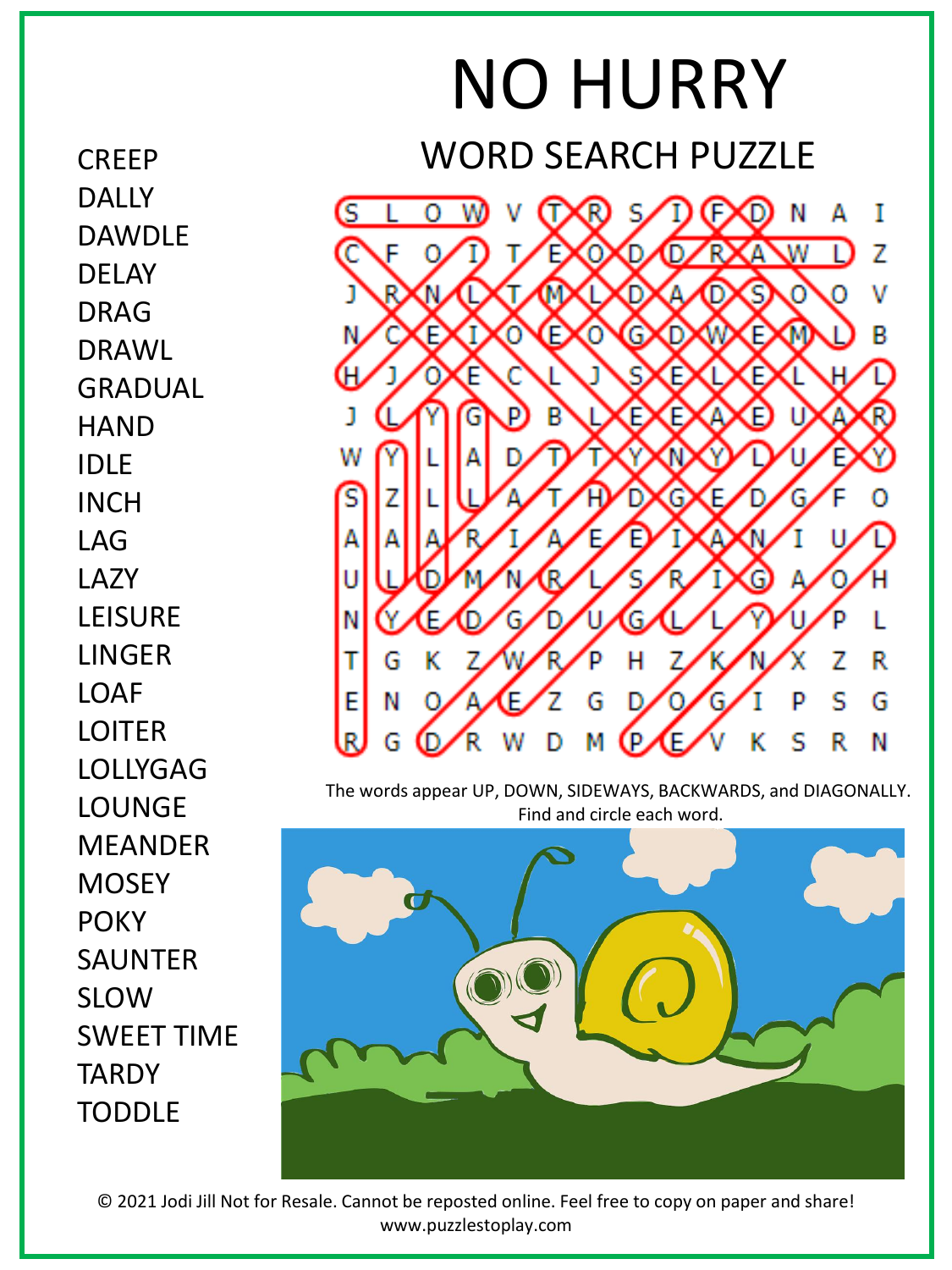# NO HURRY

## WORD SEARCH PUZZLE

CREEP
DALLY
DAWDLE
DELAY
DRAG
DRAWL
GRADUAL
HAND
IDLE
INCH
LAG
LAZY
LEISURE
LINGER
LOAF
LOITER
LOLLYGAG
LOUNGE
MEANDER
MOSEY
POKY
SAUNTER
SLOW
SWEET TIME
TARDY
TODDLE

| | | | | | | | | | | | | | |
|---|---|---|---|---|---|---|---|---|---|---|---|---|---|
| S | L | O | W | V | T | R | S | I | F | D | N | A | I |
| C | F | O | I | T | E | O | D | D | R | A | W | L | Z |
| J | R | N | L | T | M | L | D | A | D | S | O | O | V |
| N | C | E | I | O | E | O | G | D | W | E | M | L | B |
| H | J | O | E | C | L | J | S | E | L | E | L | H | L |
| J | L | Y | G | P | B | L | E | E | A | E | U | A | R |
| W | Y | L | A | D | T | T | Y | N | Y | L | U | E | Y |
| S | Z | L | L | A | T | H | D | G | E | D | G | F | O |
| A | A | A | R | I | A | E | E | I | A | N | I | U | L |
| U | L | D | M | N | R | L | S | R | I | G | A | O | H |
| N | Y | E | D | G | D | U | G | L | L | Y | U | P | L |
| T | G | K | Z | W | R | P | H | Z | K | N | X | Z | R |
| E | N | O | A | E | Z | G | D | O | G | I | P | S | G |
| R | G | D | R | W | D | M | P | E | V | K | S | R | N |

The words appear UP, DOWN, SIDEWAYS, BACKWARDS, and DIAGONALLY. Find and circle each word.

© 2021 Jodi Jill Not for Resale. Cannot be reposted online. Feel free to copy on paper and share!
www.puzzlestoplay.com